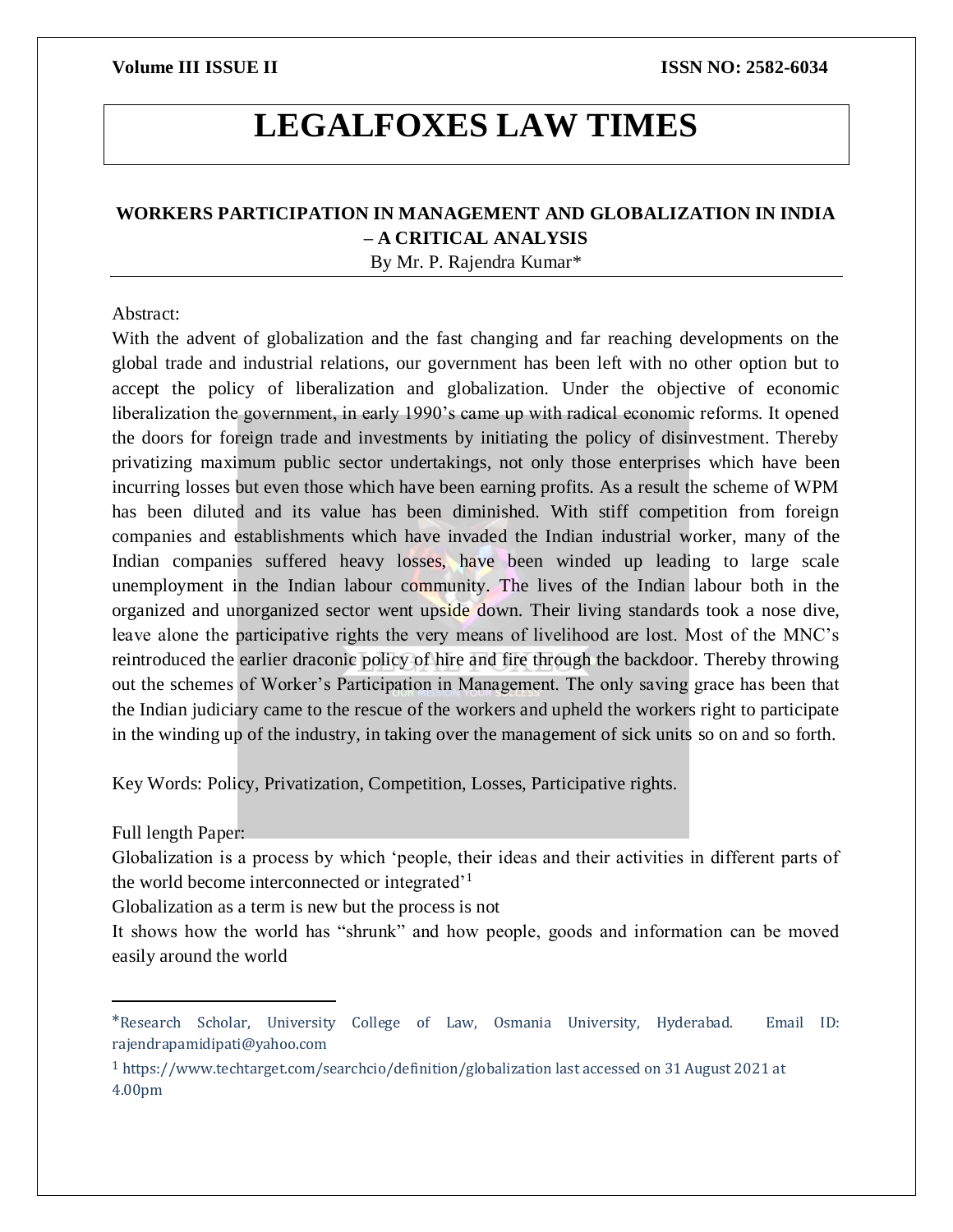# LEGALFOXES LAW TIMES

## WORKERS PARTICIPATION IN MANAGEMENT AND GLOBALIZATION IN INDIA – A CRITICAL ANALYSIS

By Mr. P. Rajendra Kumar*

Abstract:

With the advent of globalization and the fast changing and far reaching developments on the global trade and industrial relations, our government has been left with no other option but to accept the policy of liberalization and globalization. Under the objective of economic liberalization the government, in early 1990's came up with radical economic reforms. It opened the doors for foreign trade and investments by initiating the policy of disinvestment. Thereby privatizing maximum public sector undertakings, not only those enterprises which have been incurring losses but even those which have been earning profits. As a result the scheme of WPM has been diluted and its value has been diminished. With stiff competition from foreign companies and establishments which have invaded the Indian industrial worker, many of the Indian companies suffered heavy losses, have been winded up leading to large scale unemployment in the Indian labour community. The lives of the Indian labour both in the organized and unorganized sector went upside down. Their living standards took a nose dive, leave alone the participative rights the very means of livelihood are lost. Most of the MNC's reintroduced the earlier draconic policy of hire and fire through the backdoor. Thereby throwing out the schemes of Worker's Participation in Management. The only saving grace has been that the Indian judiciary came to the rescue of the workers and upheld the workers right to participate in the winding up of the industry, in taking over the management of sick units so on and so forth.

Key Words: Policy, Privatization, Competition, Losses, Participative rights.

Full length Paper:

Globalization is a process by which 'people, their ideas and their activities in different parts of the world become interconnected or integrated'[1]

Globalization as a term is new but the process is not

It shows how the world has "shrunk" and how people, goods and information can be moved easily around the world

---

*Research Scholar, University College of Law, Osmania University, Hyderabad. Email ID: rajendrapamidipati@yahoo.com

[1] https://www.techtarget.com/searchcio/definition/globalization last accessed on 31 August 2021 at 4.00pm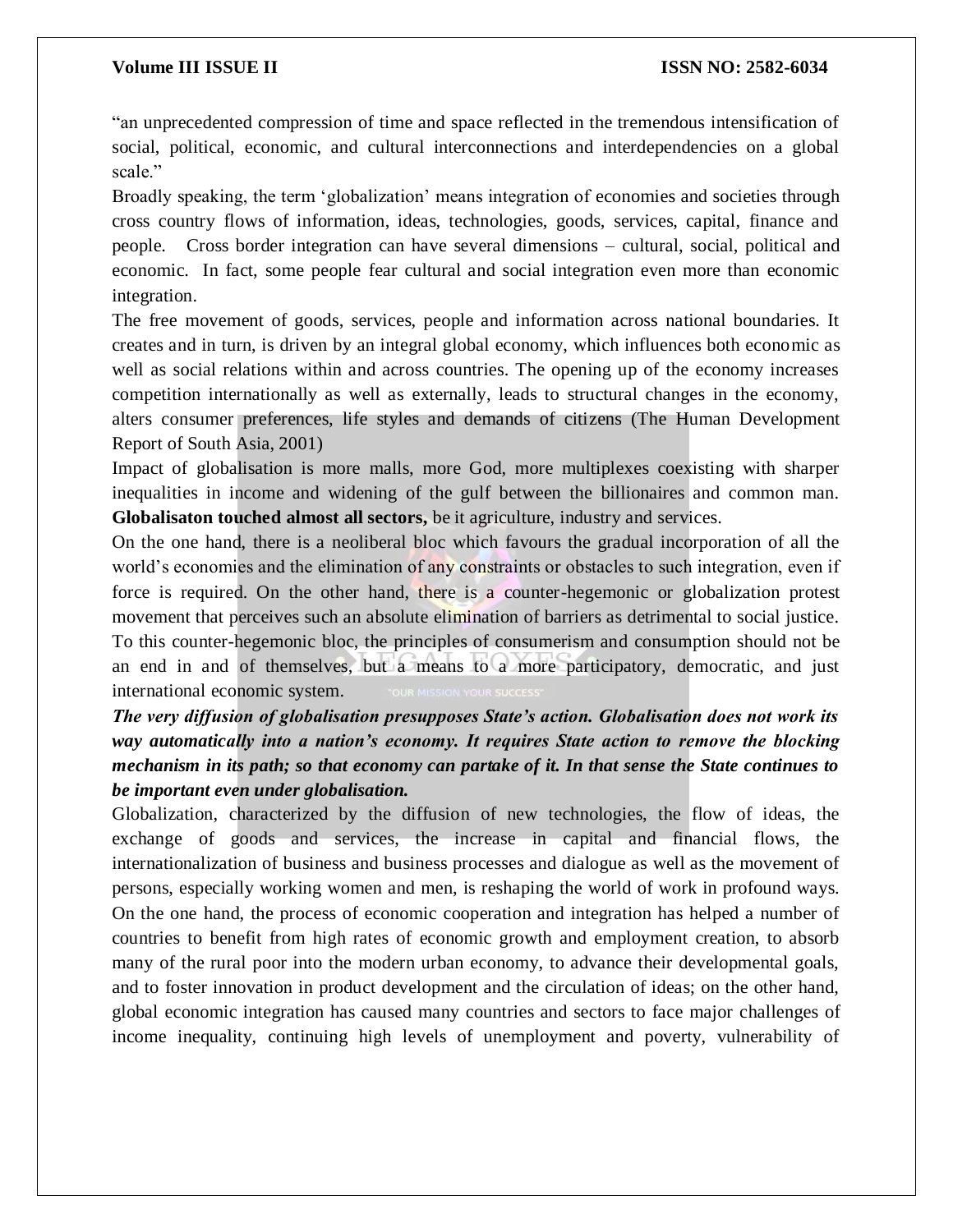"an unprecedented compression of time and space reflected in the tremendous intensification of social, political, economic, and cultural interconnections and interdependencies on a global scale."

Broadly speaking, the term 'globalization' means integration of economies and societies through cross country flows of information, ideas, technologies, goods, services, capital, finance and people. Cross border integration can have several dimensions – cultural, social, political and economic. In fact, some people fear cultural and social integration even more than economic integration.

The free movement of goods, services, people and information across national boundaries. It creates and in turn, is driven by an integral global economy, which influences both economic as well as social relations within and across countries. The opening up of the economy increases competition internationally as well as externally, leads to structural changes in the economy, alters consumer preferences, life styles and demands of citizens (The Human Development Report of South Asia, 2001)

Impact of globalisation is more malls, more God, more multiplexes coexisting with sharper inequalities in income and widening of the gulf between the billionaires and common man. **Globalisaton touched almost all sectors,** be it agriculture, industry and services.

On the one hand, there is a neoliberal bloc which favours the gradual incorporation of all the world's economies and the elimination of any constraints or obstacles to such integration, even if force is required. On the other hand, there is a counter-hegemonic or globalization protest movement that perceives such an absolute elimination of barriers as detrimental to social justice. To this counter-hegemonic bloc, the principles of consumerism and consumption should not be an end in and of themselves, but a means to a more participatory, democratic, and just international economic system.

***The very diffusion of globalisation presupposes State's action. Globalisation does not work its way automatically into a nation's economy. It requires State action to remove the blocking mechanism in its path; so that economy can partake of it. In that sense the State continues to be important even under globalisation.***

Globalization, characterized by the diffusion of new technologies, the flow of ideas, the exchange of goods and services, the increase in capital and financial flows, the internationalization of business and business processes and dialogue as well as the movement of persons, especially working women and men, is reshaping the world of work in profound ways. On the one hand, the process of economic cooperation and integration has helped a number of countries to benefit from high rates of economic growth and employment creation, to absorb many of the rural poor into the modern urban economy, to advance their developmental goals, and to foster innovation in product development and the circulation of ideas; on the other hand, global economic integration has caused many countries and sectors to face major challenges of income inequality, continuing high levels of unemployment and poverty, vulnerability of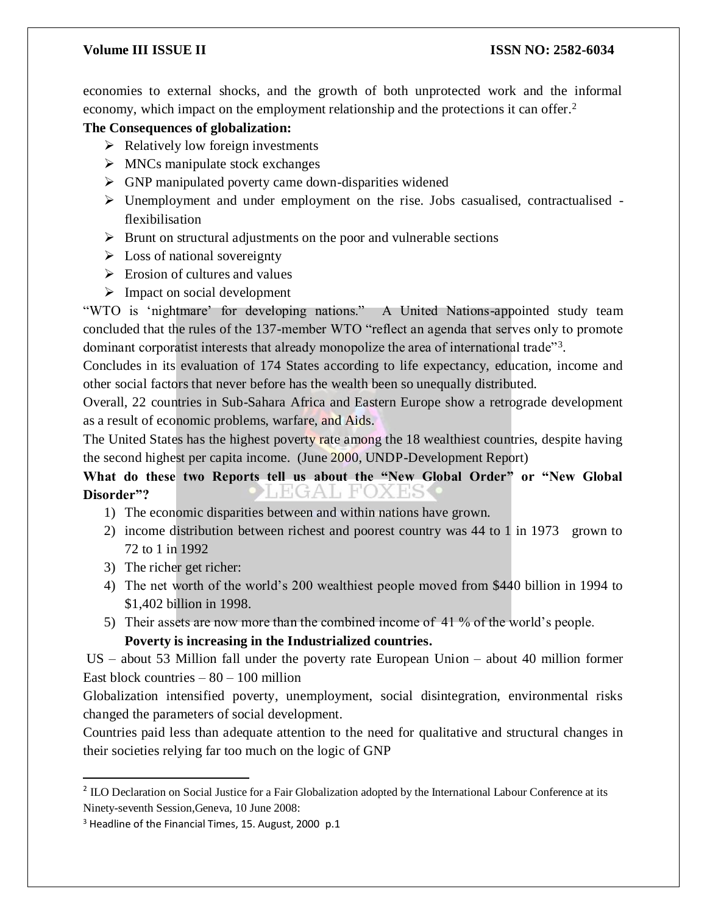economies to external shocks, and the growth of both unprotected work and the informal economy, which impact on the employment relationship and the protections it can offer.[2]

**The Consequences of globalization:**

- Relatively low foreign investments
- MNCs manipulate stock exchanges
- GNP manipulated poverty came down-disparities widened
- Unemployment and under employment on the rise. Jobs casualised, contractualised - flexibilisation
- Brunt on structural adjustments on the poor and vulnerable sections
- Loss of national sovereignty
- Erosion of cultures and values
- Impact on social development

"WTO is 'nightmare' for developing nations." A United Nations-appointed study team concluded that the rules of the 137-member WTO "reflect an agenda that serves only to promote dominant corporatist interests that already monopolize the area of international trade"[3].

Concludes in its evaluation of 174 States according to life expectancy, education, income and other social factors that never before has the wealth been so unequally distributed.

Overall, 22 countries in Sub-Sahara Africa and Eastern Europe show a retrograde development as a result of economic problems, warfare, and Aids.

The United States has the highest poverty rate among the 18 wealthiest countries, despite having the second highest per capita income. (June 2000, UNDP-Development Report)

**What do these two Reports tell us about the "New Global Order" or "New Global Disorder"?**

1) The economic disparities between and within nations have grown.
2) income distribution between richest and poorest country was 44 to 1 in 1973 grown to 72 to 1 in 1992
3) The richer get richer:
4) The net worth of the world's 200 wealthiest people moved from $440 billion in 1994 to $1,402 billion in 1998.
5) Their assets are now more than the combined income of 41 % of the world's people.

**Poverty is increasing in the Industrialized countries.**

US – about 53 Million fall under the poverty rate European Union – about 40 million former East block countries – 80 – 100 million

Globalization intensified poverty, unemployment, social disintegration, environmental risks changed the parameters of social development.

Countries paid less than adequate attention to the need for qualitative and structural changes in their societies relying far too much on the logic of GNP

---

[2] ILO Declaration on Social Justice for a Fair Globalization adopted by the International Labour Conference at its Ninety-seventh Session,Geneva, 10 June 2008:

[3] Headline of the Financial Times, 15. August, 2000 p.1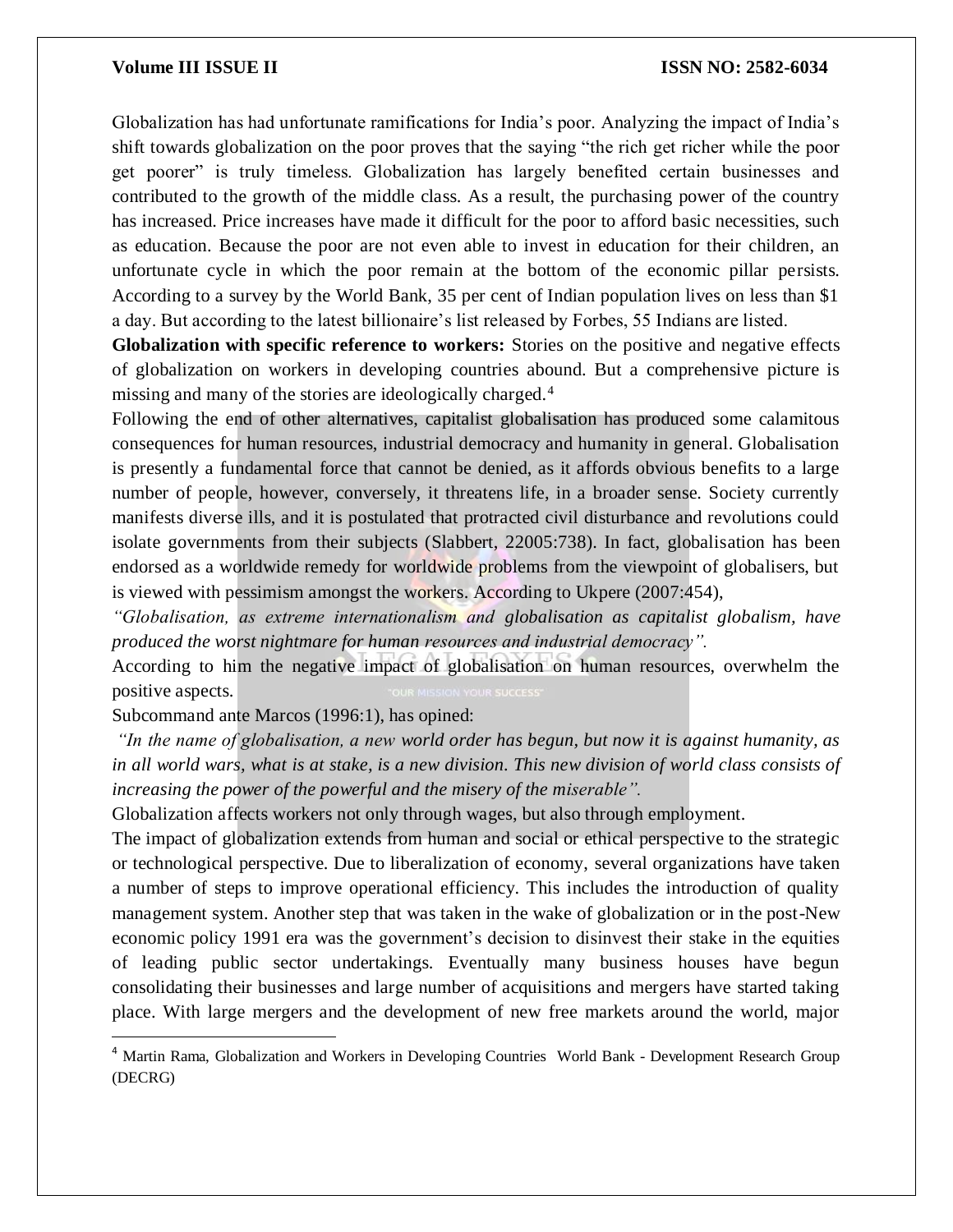Globalization has had unfortunate ramifications for India's poor. Analyzing the impact of India's shift towards globalization on the poor proves that the saying "the rich get richer while the poor get poorer" is truly timeless. Globalization has largely benefited certain businesses and contributed to the growth of the middle class. As a result, the purchasing power of the country has increased. Price increases have made it difficult for the poor to afford basic necessities, such as education. Because the poor are not even able to invest in education for their children, an unfortunate cycle in which the poor remain at the bottom of the economic pillar persists. According to a survey by the World Bank, 35 per cent of Indian population lives on less than $1 a day. But according to the latest billionaire's list released by Forbes, 55 Indians are listed.

**Globalization with specific reference to workers:** Stories on the positive and negative effects of globalization on workers in developing countries abound. But a comprehensive picture is missing and many of the stories are ideologically charged.[4]

Following the end of other alternatives, capitalist globalisation has produced some calamitous consequences for human resources, industrial democracy and humanity in general. Globalisation is presently a fundamental force that cannot be denied, as it affords obvious benefits to a large number of people, however, conversely, it threatens life, in a broader sense. Society currently manifests diverse ills, and it is postulated that protracted civil disturbance and revolutions could isolate governments from their subjects (Slabbert, 22005:738). In fact, globalisation has been endorsed as a worldwide remedy for worldwide problems from the viewpoint of globalisers, but is viewed with pessimism amongst the workers. According to Ukpere (2007:454),

*"Globalisation, as extreme internationalism and globalisation as capitalist globalism, have produced the worst nightmare for human resources and industrial democracy".*

According to him the negative impact of globalisation on human resources, overwhelm the positive aspects.

Subcommand ante Marcos (1996:1), has opined:

*"In the name of globalisation, a new world order has begun, but now it is against humanity, as in all world wars, what is at stake, is a new division. This new division of world class consists of increasing the power of the powerful and the misery of the miserable".*

Globalization affects workers not only through wages, but also through employment.

The impact of globalization extends from human and social or ethical perspective to the strategic or technological perspective. Due to liberalization of economy, several organizations have taken a number of steps to improve operational efficiency. This includes the introduction of quality management system. Another step that was taken in the wake of globalization or in the post-New economic policy 1991 era was the government's decision to disinvest their stake in the equities of leading public sector undertakings. Eventually many business houses have begun consolidating their businesses and large number of acquisitions and mergers have started taking place. With large mergers and the development of new free markets around the world, major

---

[4] Martin Rama, Globalization and Workers in Developing Countries World Bank - Development Research Group (DECRG)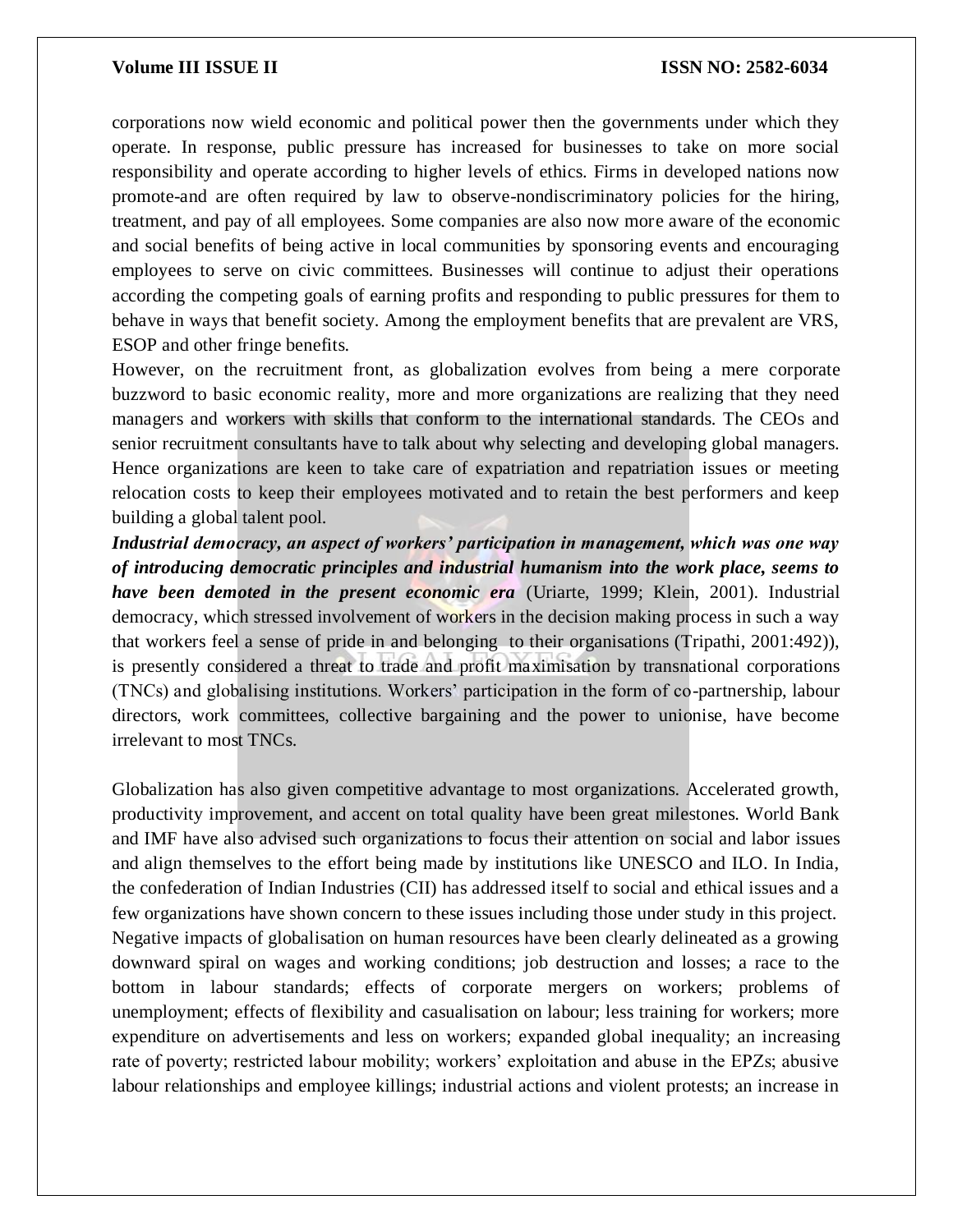corporations now wield economic and political power then the governments under which they operate. In response, public pressure has increased for businesses to take on more social responsibility and operate according to higher levels of ethics. Firms in developed nations now promote-and are often required by law to observe-nondiscriminatory policies for the hiring, treatment, and pay of all employees. Some companies are also now more aware of the economic and social benefits of being active in local communities by sponsoring events and encouraging employees to serve on civic committees. Businesses will continue to adjust their operations according the competing goals of earning profits and responding to public pressures for them to behave in ways that benefit society. Among the employment benefits that are prevalent are VRS, ESOP and other fringe benefits.

However, on the recruitment front, as globalization evolves from being a mere corporate buzzword to basic economic reality, more and more organizations are realizing that they need managers and workers with skills that conform to the international standards. The CEOs and senior recruitment consultants have to talk about why selecting and developing global managers. Hence organizations are keen to take care of expatriation and repatriation issues or meeting relocation costs to keep their employees motivated and to retain the best performers and keep building a global talent pool.

***Industrial democracy, an aspect of workers' participation in management, which was one way of introducing democratic principles and industrial humanism into the work place, seems to have been demoted in the present economic era*** (Uriarte, 1999; Klein, 2001). Industrial democracy, which stressed involvement of workers in the decision making process in such a way that workers feel a sense of pride in and belonging to their organisations (Tripathi, 2001:492)), is presently considered a threat to trade and profit maximisation by transnational corporations (TNCs) and globalising institutions. Workers' participation in the form of co-partnership, labour directors, work committees, collective bargaining and the power to unionise, have become irrelevant to most TNCs.

Globalization has also given competitive advantage to most organizations. Accelerated growth, productivity improvement, and accent on total quality have been great milestones. World Bank and IMF have also advised such organizations to focus their attention on social and labor issues and align themselves to the effort being made by institutions like UNESCO and ILO. In India, the confederation of Indian Industries (CII) has addressed itself to social and ethical issues and a few organizations have shown concern to these issues including those under study in this project.

Negative impacts of globalisation on human resources have been clearly delineated as a growing downward spiral on wages and working conditions; job destruction and losses; a race to the bottom in labour standards; effects of corporate mergers on workers; problems of unemployment; effects of flexibility and casualisation on labour; less training for workers; more expenditure on advertisements and less on workers; expanded global inequality; an increasing rate of poverty; restricted labour mobility; workers' exploitation and abuse in the EPZs; abusive labour relationships and employee killings; industrial actions and violent protests; an increase in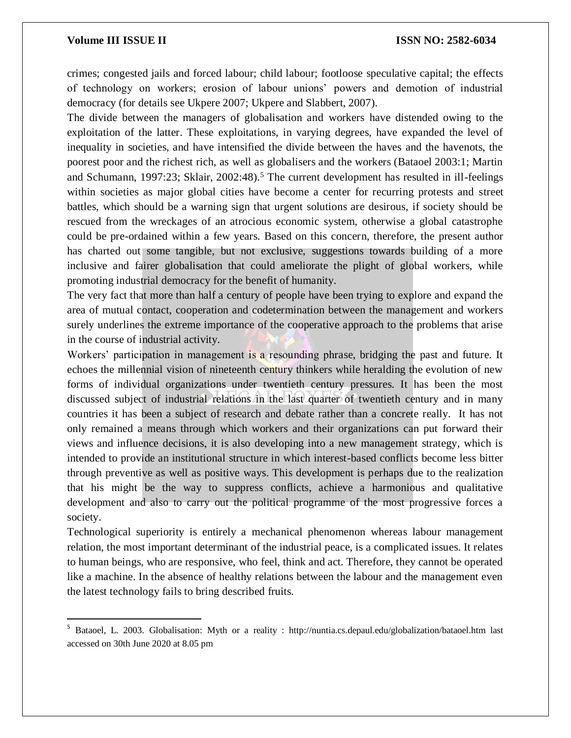crimes; congested jails and forced labour; child labour; footloose speculative capital; the effects of technology on workers; erosion of labour unions' powers and demotion of industrial democracy (for details see Ukpere 2007; Ukpere and Slabbert, 2007).

The divide between the managers of globalisation and workers have distended owing to the exploitation of the latter. These exploitations, in varying degrees, have expanded the level of inequality in societies, and have intensified the divide between the haves and the havenots, the poorest poor and the richest rich, as well as globalisers and the workers (Bataoel 2003:1; Martin and Schumann, 1997:23; Sklair, 2002:48).[5] The current development has resulted in ill-feelings within societies as major global cities have become a center for recurring protests and street battles, which should be a warning sign that urgent solutions are desirous, if society should be rescued from the wreckages of an atrocious economic system, otherwise a global catastrophe could be pre-ordained within a few years. Based on this concern, therefore, the present author has charted out some tangible, but not exclusive, suggestions towards building of a more inclusive and fairer globalisation that could ameliorate the plight of global workers, while promoting industrial democracy for the benefit of humanity.

The very fact that more than half a century of people have been trying to explore and expand the area of mutual contact, cooperation and codetermination between the management and workers surely underlines the extreme importance of the cooperative approach to the problems that arise in the course of industrial activity.

Workers' participation in management is a resounding phrase, bridging the past and future. It echoes the millennial vision of nineteenth century thinkers while heralding the evolution of new forms of individual organizations under twentieth century pressures. It has been the most discussed subject of industrial relations in the last quarter of twentieth century and in many countries it has been a subject of research and debate rather than a concrete really. It has not only remained a means through which workers and their organizations can put forward their views and influence decisions, it is also developing into a new management strategy, which is intended to provide an institutional structure in which interest-based conflicts become less bitter through preventive as well as positive ways. This development is perhaps due to the realization that his might be the way to suppress conflicts, achieve a harmonious and qualitative development and also to carry out the political programme of the most progressive forces a society.

Technological superiority is entirely a mechanical phenomenon whereas labour management relation, the most important determinant of the industrial peace, is a complicated issues. It relates to human beings, who are responsive, who feel, think and act. Therefore, they cannot be operated like a machine. In the absence of healthy relations between the labour and the management even the latest technology fails to bring described fruits.

---

[5] Bataoel, L. 2003. Globalisation: Myth or a reality : http://nuntia.cs.depaul.edu/globalization/bataoel.htm last accessed on 30th June 2020 at 8.05 pm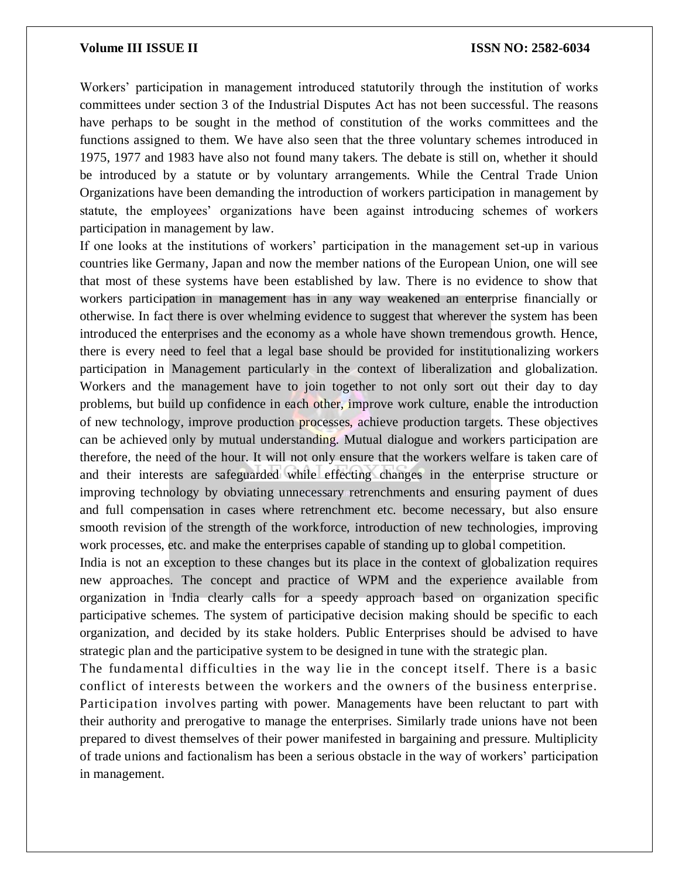Workers' participation in management introduced statutorily through the institution of works committees under section 3 of the Industrial Disputes Act has not been successful. The reasons have perhaps to be sought in the method of constitution of the works committees and the functions assigned to them. We have also seen that the three voluntary schemes introduced in 1975, 1977 and 1983 have also not found many takers. The debate is still on, whether it should be introduced by a statute or by voluntary arrangements. While the Central Trade Union Organizations have been demanding the introduction of workers participation in management by statute, the employees' organizations have been against introducing schemes of workers participation in management by law.

If one looks at the institutions of workers' participation in the management set-up in various countries like Germany, Japan and now the member nations of the European Union, one will see that most of these systems have been established by law. There is no evidence to show that workers participation in management has in any way weakened an enterprise financially or otherwise. In fact there is over whelming evidence to suggest that wherever the system has been introduced the enterprises and the economy as a whole have shown tremendous growth. Hence, there is every need to feel that a legal base should be provided for institutionalizing workers participation in Management particularly in the context of liberalization and globalization. Workers and the management have to join together to not only sort out their day to day problems, but build up confidence in each other, improve work culture, enable the introduction of new technology, improve production processes, achieve production targets. These objectives can be achieved only by mutual understanding. Mutual dialogue and workers participation are therefore, the need of the hour. It will not only ensure that the workers welfare is taken care of and their interests are safeguarded while effecting changes in the enterprise structure or improving technology by obviating unnecessary retrenchments and ensuring payment of dues and full compensation in cases where retrenchment etc. become necessary, but also ensure smooth revision of the strength of the workforce, introduction of new technologies, improving work processes, etc. and make the enterprises capable of standing up to global competition.

India is not an exception to these changes but its place in the context of globalization requires new approaches. The concept and practice of WPM and the experience available from organization in India clearly calls for a speedy approach based on organization specific participative schemes. The system of participative decision making should be specific to each organization, and decided by its stake holders. Public Enterprises should be advised to have strategic plan and the participative system to be designed in tune with the strategic plan.

The fundamental difficulties in the way lie in the concept itself. There is a basic conflict of interests between the workers and the owners of the business enterprise. Participation involves parting with power. Managements have been reluctant to part with their authority and prerogative to manage the enterprises. Similarly trade unions have not been prepared to divest themselves of their power manifested in bargaining and pressure. Multiplicity of trade unions and factionalism has been a serious obstacle in the way of workers' participation in management.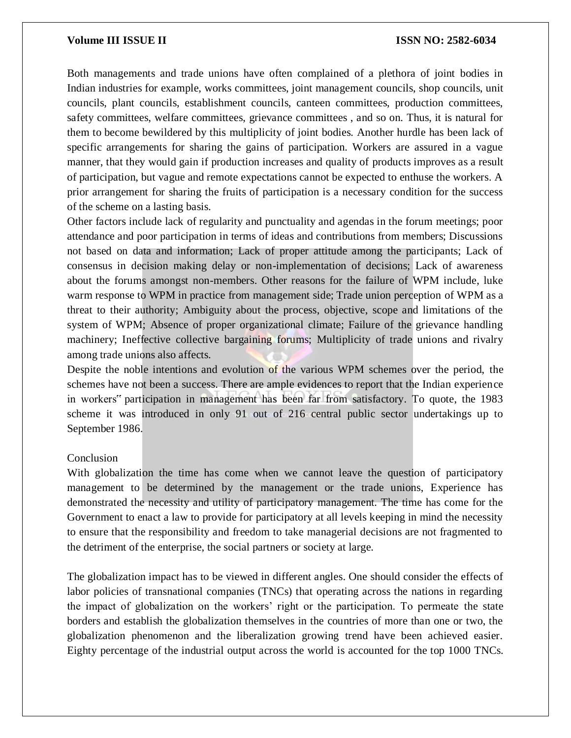Both managements and trade unions have often complained of a plethora of joint bodies in Indian industries for example, works committees, joint management councils, shop councils, unit councils, plant councils, establishment councils, canteen committees, production committees, safety committees, welfare committees, grievance committees , and so on. Thus, it is natural for them to become bewildered by this multiplicity of joint bodies. Another hurdle has been lack of specific arrangements for sharing the gains of participation. Workers are assured in a vague manner, that they would gain if production increases and quality of products improves as a result of participation, but vague and remote expectations cannot be expected to enthuse the workers. A prior arrangement for sharing the fruits of participation is a necessary condition for the success of the scheme on a lasting basis.

Other factors include lack of regularity and punctuality and agendas in the forum meetings; poor attendance and poor participation in terms of ideas and contributions from members; Discussions not based on data and information; Lack of proper attitude among the participants; Lack of consensus in decision making delay or non-implementation of decisions; Lack of awareness about the forums amongst non-members. Other reasons for the failure of WPM include, luke warm response to WPM in practice from management side; Trade union perception of WPM as a threat to their authority; Ambiguity about the process, objective, scope and limitations of the system of WPM; Absence of proper organizational climate; Failure of the grievance handling machinery; Ineffective collective bargaining forums; Multiplicity of trade unions and rivalry among trade unions also affects.

Despite the noble intentions and evolution of the various WPM schemes over the period, the schemes have not been a success. There are ample evidences to report that the Indian experience in workers" participation in management has been far from satisfactory. To quote, the 1983 scheme it was introduced in only 91 out of 216 central public sector undertakings up to September 1986.

Conclusion

With globalization the time has come when we cannot leave the question of participatory management to be determined by the management or the trade unions, Experience has demonstrated the necessity and utility of participatory management. The time has come for the Government to enact a law to provide for participatory at all levels keeping in mind the necessity to ensure that the responsibility and freedom to take managerial decisions are not fragmented to the detriment of the enterprise, the social partners or society at large.

The globalization impact has to be viewed in different angles. One should consider the effects of labor policies of transnational companies (TNCs) that operating across the nations in regarding the impact of globalization on the workers' right or the participation. To permeate the state borders and establish the globalization themselves in the countries of more than one or two, the globalization phenomenon and the liberalization growing trend have been achieved easier. Eighty percentage of the industrial output across the world is accounted for the top 1000 TNCs.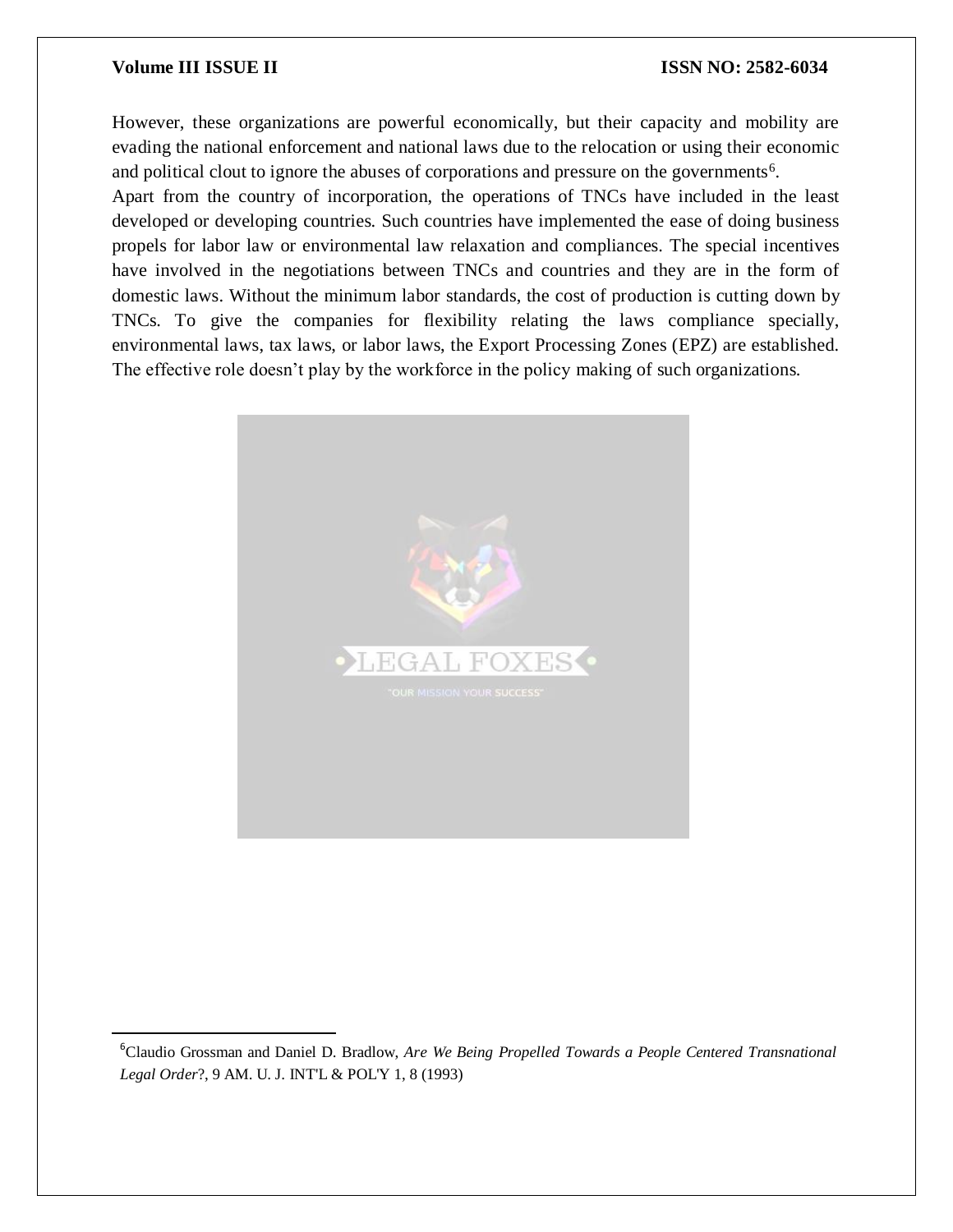However, these organizations are powerful economically, but their capacity and mobility are evading the national enforcement and national laws due to the relocation or using their economic and political clout to ignore the abuses of corporations and pressure on the governments[6].

Apart from the country of incorporation, the operations of TNCs have included in the least developed or developing countries. Such countries have implemented the ease of doing business propels for labor law or environmental law relaxation and compliances. The special incentives have involved in the negotiations between TNCs and countries and they are in the form of domestic laws. Without the minimum labor standards, the cost of production is cutting down by TNCs. To give the companies for flexibility relating the laws compliance specially, environmental laws, tax laws, or labor laws, the Export Processing Zones (EPZ) are established. The effective role doesn't play by the workforce in the policy making of such organizations.

---

[6] Claudio Grossman and Daniel D. Bradlow, *Are We Being Propelled Towards a People Centered Transnational Legal Order*?, 9 AM. U. J. INT'L & POL'Y 1, 8 (1993)